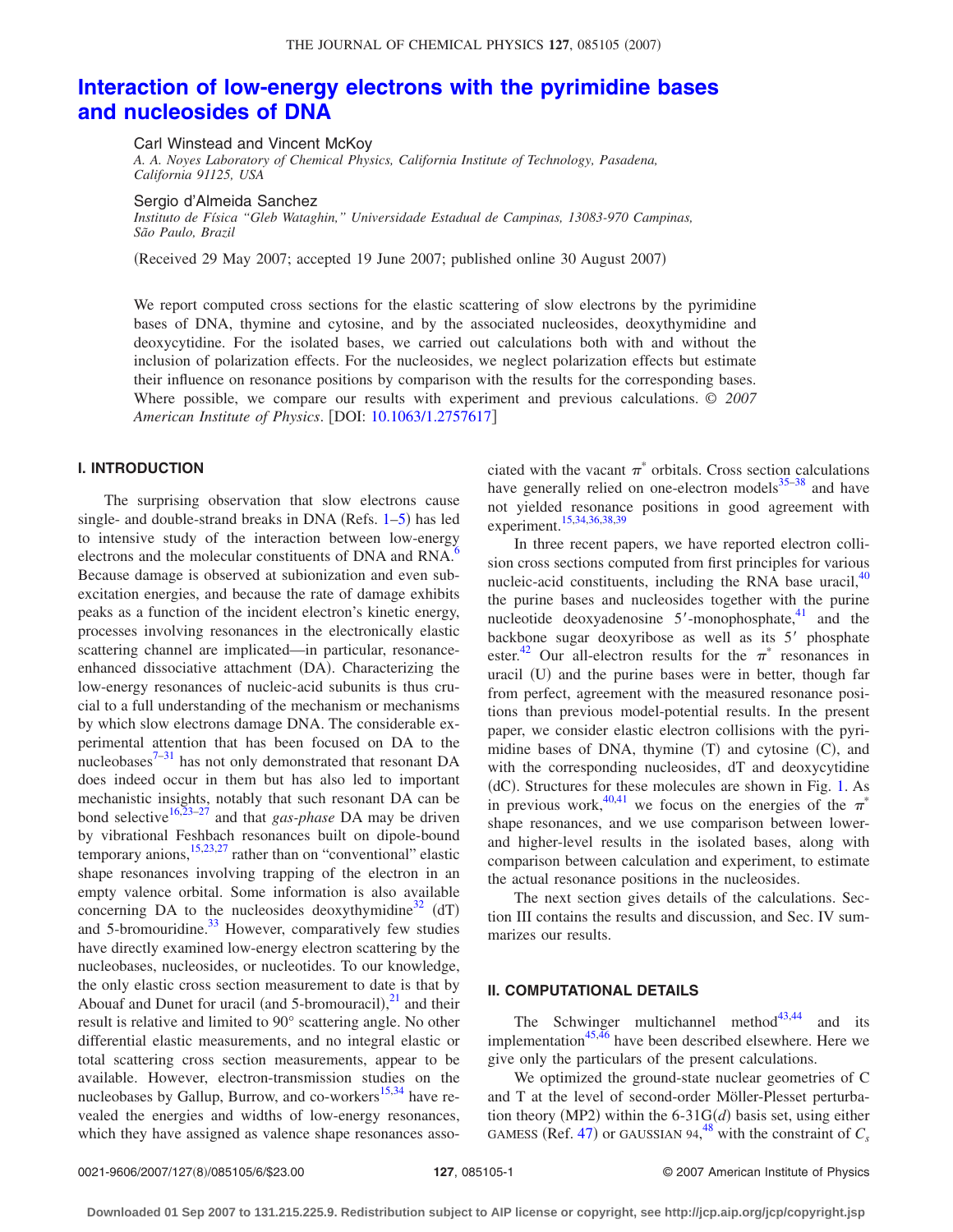# Interaction of low-energy electrons with the pyrimidine bases and nucleosides of DNA

Carl Winstead and Vincent McKoy

*A. A. Noyes Laboratory of Chemical Physics, California Institute of Technology, Pasadena, California 91125, USA*

Sergio d'Almeida Sanchez

*Instituto de Física "Gleb Wataghin," Universidade Estadual de Campinas, 13083-970 Campinas, São Paulo, Brazil*

(Received 29 May 2007; accepted 19 June 2007; published online 30 August 2007)

We report computed cross sections for the elastic scattering of slow electrons by the pyrimidine bases of DNA, thymine and cytosine, and by the associated nucleosides, deoxythymidine and deoxycytidine. For the isolated bases, we carried out calculations both with and without the inclusion of polarization effects. For the nucleosides, we neglect polarization effects but estimate their influence on resonance positions by comparison with the results for the corresponding bases. Where possible, we compare our results with experiment and previous calculations. © *2007 American Institute of Physics*. [DOI: 10.1063/1.2757617]

## I. INTRODUCTION

The surprising observation that slow electrons cause single- and double-strand breaks in DNA (Refs. 1–5) has led to intensive study of the interaction between low-energy electrons and the molecular constituents of DNA and RNA.[6] Because damage is observed at subionization and even subexcitation energies, and because the rate of damage exhibits peaks as a function of the incident electron's kinetic energy, processes involving resonances in the electronically elastic scattering channel are implicated—in particular, resonance-enhanced dissociative attachment (DA). Characterizing the low-energy resonances of nucleic-acid subunits is thus crucial to a full understanding of the mechanism or mechanisms by which slow electrons damage DNA. The considerable experimental attention that has been focused on DA to the nucleobases[7–31] has not only demonstrated that resonant DA does indeed occur in them but has also led to important mechanistic insights, notably that such resonant DA can be bond selective[16,23–27] and that *gas-phase* DA may be driven by vibrational Feshbach resonances built on dipole-bound temporary anions,[15,23,27] rather than on "conventional" elastic shape resonances involving trapping of the electron in an empty valence orbital. Some information is also available concerning DA to the nucleosides deoxythymidine[32] (dT) and 5-bromouridine.[33] However, comparatively few studies have directly examined low-energy electron scattering by the nucleobases, nucleosides, or nucleotides. To our knowledge, the only elastic cross section measurement to date is that by Abouaf and Dunet for uracil (and 5-bromouracil),[21] and their result is relative and limited to 90° scattering angle. No other differential elastic measurements, and no integral elastic or total scattering cross section measurements, appear to be available. However, electron-transmission studies on the nucleobases by Gallup, Burrow, and co-workers[15,34] have revealed the energies and widths of low-energy resonances, which they have assigned as valence shape resonances associated with the vacant $\pi^*$ orbitals. Cross section calculations have generally relied on one-electron models[35–38] and have not yielded resonance positions in good agreement with experiment.[15,34,36,38,39]

In three recent papers, we have reported electron collision cross sections computed from first principles for various nucleic-acid constituents, including the RNA base uracil,[40] the purine bases and nucleosides together with the purine nucleotide deoxyadenosine 5′-monophosphate,[41] and the backbone sugar deoxyribose as well as its 5′ phosphate ester.[42] Our all-electron results for the $\pi^*$ resonances in uracil (U) and the purine bases were in better, though far from perfect, agreement with the measured resonance positions than previous model-potential results. In the present paper, we consider elastic electron collisions with the pyrimidine bases of DNA, thymine (T) and cytosine (C), and with the corresponding nucleosides, dT and deoxycytidine (dC). Structures for these molecules are shown in Fig. 1. As in previous work,[40,41] we focus on the energies of the $\pi^*$ shape resonances, and we use comparison between lower- and higher-level results in the isolated bases, along with comparison between calculation and experiment, to estimate the actual resonance positions in the nucleosides.

The next section gives details of the calculations. Section III contains the results and discussion, and Sec. IV summarizes our results.

## II. COMPUTATIONAL DETAILS

The Schwinger multichannel method[43,44] and its implementation[45,46] have been described elsewhere. Here we give only the particulars of the present calculations.

We optimized the ground-state nuclear geometries of C and T at the level of second-order Möller-Plesset perturbation theory (MP2) within the 6-31G($d$) basis set, using either GAMESS (Ref. 47) or GAUSSIAN 94,[48] with the constraint of $C_s$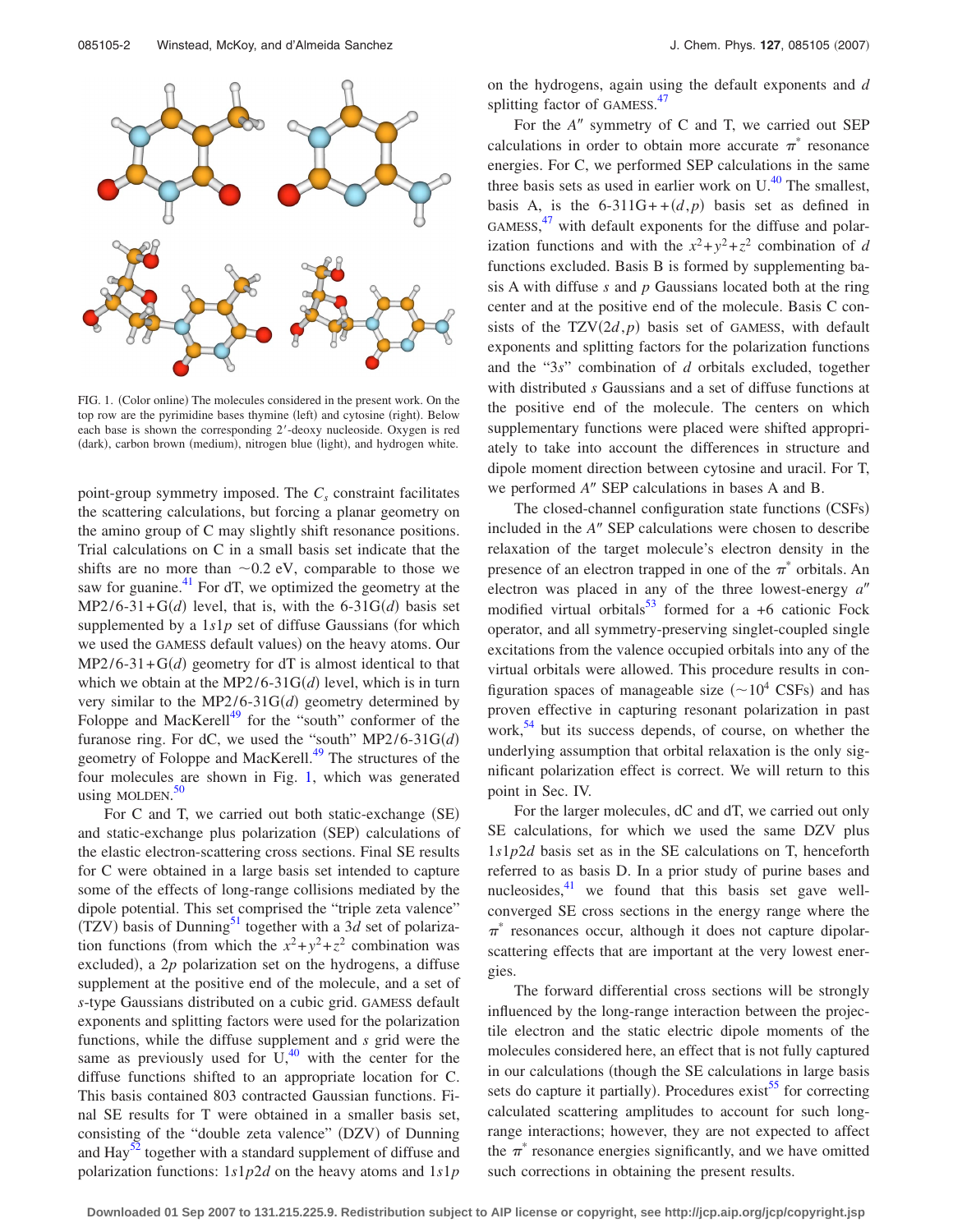FIG. 1. (Color online) The molecules considered in the present work. On the top row are the pyrimidine bases thymine (left) and cytosine (right). Below each base is shown the corresponding 2′-deoxy nucleoside. Oxygen is red (dark), carbon brown (medium), nitrogen blue (light), and hydrogen white.

point-group symmetry imposed. The $C_s$ constraint facilitates the scattering calculations, but forcing a planar geometry on the amino group of C may slightly shift resonance positions. Trial calculations on C in a small basis set indicate that the shifts are no more than ~0.2 eV, comparable to those we saw for guanine.[41] For dT, we optimized the geometry at the MP2/6-31+G($d$) level, that is, with the 6-31G($d$) basis set supplemented by a $1s1p$ set of diffuse Gaussians (for which we used the GAMESS default values) on the heavy atoms. Our MP2/6-31+G($d$) geometry for dT is almost identical to that which we obtain at the MP2/6-31G($d$) level, which is in turn very similar to the MP2/6-31G($d$) geometry determined by Foloppe and MacKerell[49] for the "south" conformer of the furanose ring. For dC, we used the "south" MP2/6-31G($d$) geometry of Foloppe and MacKerell.[49] The structures of the four molecules are shown in Fig. 1, which was generated using MOLDEN.[50]

For C and T, we carried out both static-exchange (SE) and static-exchange plus polarization (SEP) calculations of the elastic electron-scattering cross sections. Final SE results for C were obtained in a large basis set intended to capture some of the effects of long-range collisions mediated by the dipole potential. This set comprised the "triple zeta valence" (TZV) basis of Dunning[51] together with a $3d$ set of polarization functions (from which the $x^2+y^2+z^2$ combination was excluded), a $2p$ polarization set on the hydrogens, a diffuse supplement at the positive end of the molecule, and a set of $s$-type Gaussians distributed on a cubic grid. GAMESS default exponents and splitting factors were used for the polarization functions, while the diffuse supplement and $s$ grid were the same as previously used for U,[40] with the center for the diffuse functions shifted to an appropriate location for C. This basis contained 803 contracted Gaussian functions. Final SE results for T were obtained in a smaller basis set, consisting of the "double zeta valence" (DZV) of Dunning and Hay[52] together with a standard supplement of diffuse and polarization functions: $1s1p2d$ on the heavy atoms and $1s1p$ on the hydrogens, again using the default exponents and $d$ splitting factor of GAMESS.[47]

For the $A''$ symmetry of C and T, we carried out SEP calculations in order to obtain more accurate $\pi^*$ resonance energies. For C, we performed SEP calculations in the same three basis sets as used in earlier work on U.[40] The smallest, basis A, is the 6-311G++($d,p$) basis set as defined in GAMESS,[47] with default exponents for the diffuse and polarization functions and with the $x^2+y^2+z^2$ combination of $d$ functions excluded. Basis B is formed by supplementing basis A with diffuse $s$ and $p$ Gaussians located both at the ring center and at the positive end of the molecule. Basis C consists of the TZV($2d,p$) basis set of GAMESS, with default exponents and splitting factors for the polarization functions and the "$3s$" combination of $d$ orbitals excluded, together with distributed $s$ Gaussians and a set of diffuse functions at the positive end of the molecule. The centers on which supplementary functions were placed were shifted appropriately to take into account the differences in structure and dipole moment direction between cytosine and uracil. For T, we performed $A''$ SEP calculations in bases A and B.

The closed-channel configuration state functions (CSFs) included in the $A''$ SEP calculations were chosen to describe relaxation of the target molecule's electron density in the presence of an electron trapped in one of the $\pi^*$ orbitals. An electron was placed in any of the three lowest-energy $a''$ modified virtual orbitals[53] formed for a +6 cationic Fock operator, and all symmetry-preserving singlet-coupled single excitations from the valence occupied orbitals into any of the virtual orbitals were allowed. This procedure results in configuration spaces of manageable size (~$10^4$ CSFs) and has proven effective in capturing resonant polarization in past work,[54] but its success depends, of course, on whether the underlying assumption that orbital relaxation is the only significant polarization effect is correct. We will return to this point in Sec. IV.

For the larger molecules, dC and dT, we carried out only SE calculations, for which we used the same DZV plus $1s1p2d$ basis set as in the SE calculations on T, henceforth referred to as basis D. In a prior study of purine bases and nucleosides,[41] we found that this basis set gave well-converged SE cross sections in the energy range where the $\pi^*$ resonances occur, although it does not capture dipolar-scattering effects that are important at the very lowest energies.

The forward differential cross sections will be strongly influenced by the long-range interaction between the projectile electron and the static electric dipole moments of the molecules considered here, an effect that is not fully captured in our calculations (though the SE calculations in large basis sets do capture it partially). Procedures exist[55] for correcting calculated scattering amplitudes to account for such long-range interactions; however, they are not expected to affect the $\pi^*$ resonance energies significantly, and we have omitted such corrections in obtaining the present results.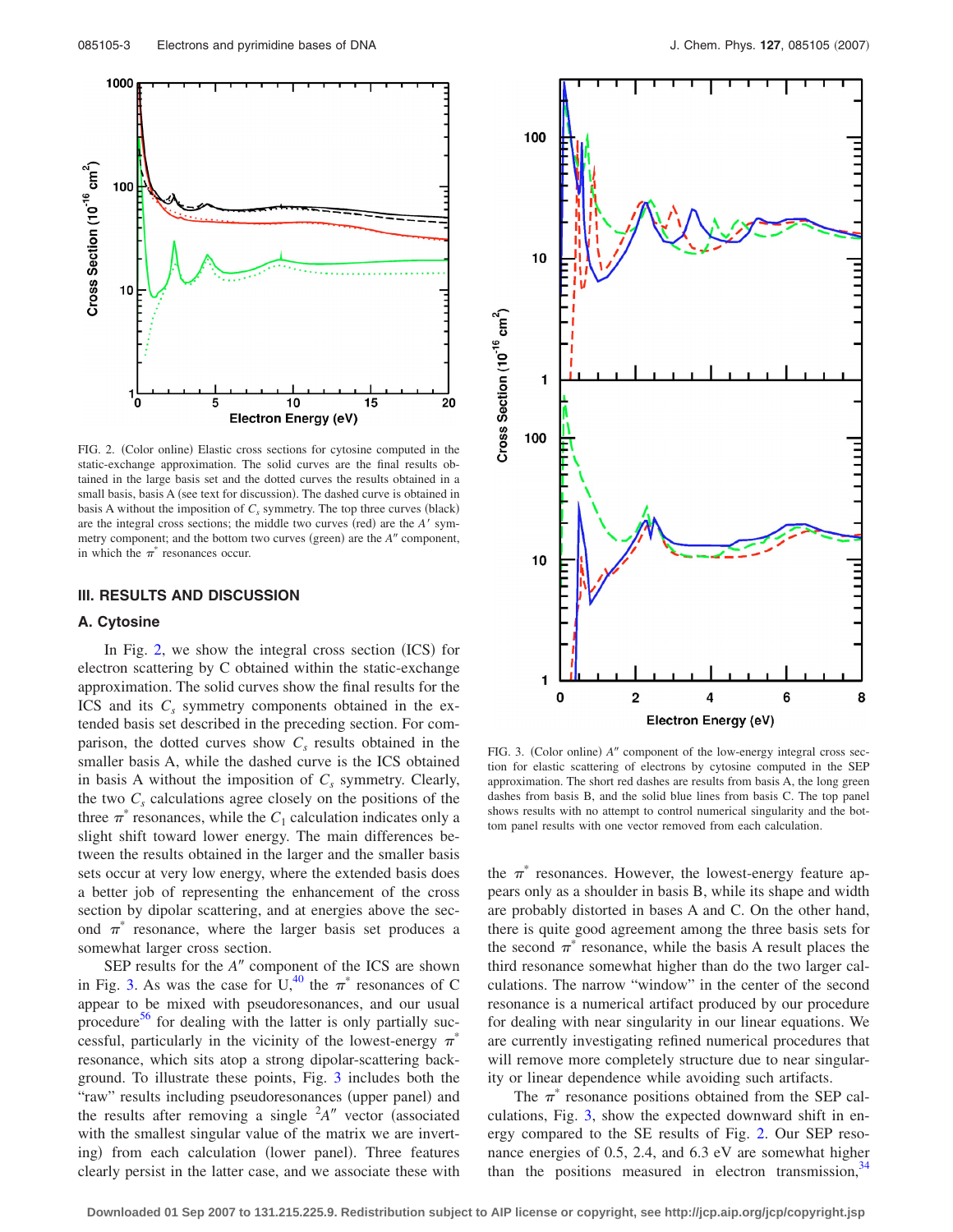FIG. 2. (Color online) Elastic cross sections for cytosine computed in the static-exchange approximation. The solid curves are the final results obtained in the large basis set and the dotted curves the results obtained in a small basis, basis A (see text for discussion). The dashed curve is obtained in basis A without the imposition of $C_s$ symmetry. The top three curves (black) are the integral cross sections; the middle two curves (red) are the $A'$ symmetry component; and the bottom two curves (green) are the $A''$ component, in which the $\pi^*$ resonances occur.

## III. RESULTS AND DISCUSSION

### A. Cytosine

In Fig. 2, we show the integral cross section (ICS) for electron scattering by C obtained within the static-exchange approximation. The solid curves show the final results for the ICS and its $C_s$ symmetry components obtained in the extended basis set described in the preceding section. For comparison, the dotted curves show $C_s$ results obtained in the smaller basis A, while the dashed curve is the ICS obtained in basis A without the imposition of $C_s$ symmetry. Clearly, the two $C_s$ calculations agree closely on the positions of the three $\pi^*$ resonances, while the $C_1$ calculation indicates only a slight shift toward lower energy. The main differences between the results obtained in the larger and the smaller basis sets occur at very low energy, where the extended basis does a better job of representing the enhancement of the cross section by dipolar scattering, and at energies above the second $\pi^*$ resonance, where the larger basis set produces a somewhat larger cross section.

SEP results for the $A''$ component of the ICS are shown in Fig. 3. As was the case for U,[40] the $\pi^*$ resonances of C appear to be mixed with pseudoresonances, and our usual procedure[56] for dealing with the latter is only partially successful, particularly in the vicinity of the lowest-energy $\pi^*$ resonance, which sits atop a strong dipolar-scattering background. To illustrate these points, Fig. 3 includes both the "raw" results including pseudoresonances (upper panel) and the results after removing a single $^2A''$ vector (associated with the smallest singular value of the matrix we are inverting) from each calculation (lower panel). Three features clearly persist in the latter case, and we associate these with

FIG. 3. (Color online) $A''$ component of the low-energy integral cross section for elastic scattering of electrons by cytosine computed in the SEP approximation. The short red dashes are results from basis A, the long green dashes from basis B, and the solid blue lines from basis C. The top panel shows results with no attempt to control numerical singularity and the bottom panel results with one vector removed from each calculation.

the $\pi^*$ resonances. However, the lowest-energy feature appears only as a shoulder in basis B, while its shape and width are probably distorted in bases A and C. On the other hand, there is quite good agreement among the three basis sets for the second $\pi^*$ resonance, while the basis A result places the third resonance somewhat higher than do the two larger calculations. The narrow "window" in the center of the second resonance is a numerical artifact produced by our procedure for dealing with near singularity in our linear equations. We are currently investigating refined numerical procedures that will remove more completely structure due to near singularity or linear dependence while avoiding such artifacts.

The $\pi^*$ resonance positions obtained from the SEP calculations, Fig. 3, show the expected downward shift in energy compared to the SE results of Fig. 2. Our SEP resonance energies of 0.5, 2.4, and 6.3 eV are somewhat higher than the positions measured in electron transmission,[34]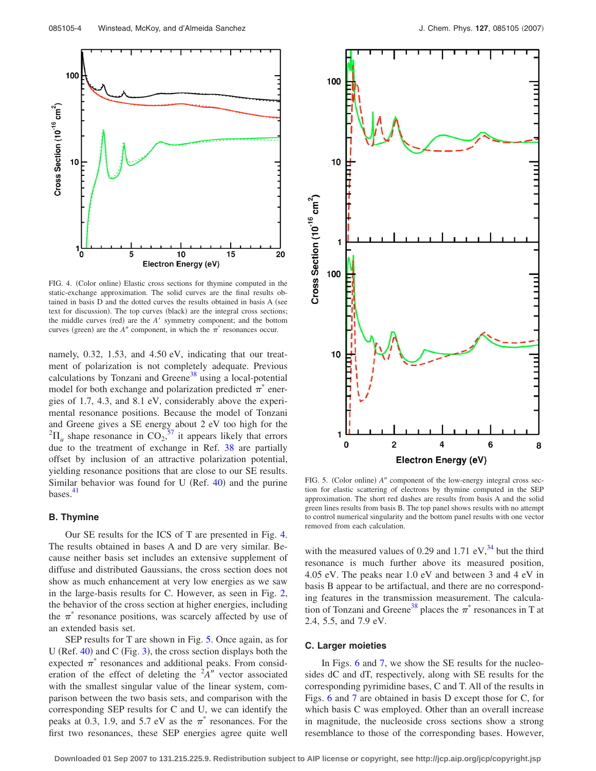FIG. 4. (Color online) Elastic cross sections for thymine computed in the static-exchange approximation. The solid curves are the final results obtained in basis D and the dotted curves the results obtained in basis A (see text for discussion). The top curves (black) are the integral cross sections; the middle curves (red) are the $A'$ symmetry component; and the bottom curves (green) are the $A''$ component, in which the $\pi^*$ resonances occur.

namely, 0.32, 1.53, and 4.50 eV, indicating that our treatment of polarization is not completely adequate. Previous calculations by Tonzani and Greene[38] using a local-potential model for both exchange and polarization predicted $\pi^*$ energies of 1.7, 4.3, and 8.1 eV, considerably above the experimental resonance positions. Because the model of Tonzani and Greene gives a SE energy about 2 eV too high for the $^2\Pi_u$ shape resonance in $CO_2$,[57] it appears likely that errors due to the treatment of exchange in Ref. 38 are partially offset by inclusion of an attractive polarization potential, yielding resonance positions that are close to our SE results. Similar behavior was found for U (Ref. 40) and the purine bases.[41]

### B. Thymine

Our SE results for the ICS of T are presented in Fig. 4. The results obtained in bases A and D are very similar. Because neither basis set includes an extensive supplement of diffuse and distributed Gaussians, the cross section does not show as much enhancement at very low energies as we saw in the large-basis results for C. However, as seen in Fig. 2, the behavior of the cross section at higher energies, including the $\pi^*$ resonance positions, was scarcely affected by use of an extended basis set.

SEP results for T are shown in Fig. 5. Once again, as for U (Ref. 40) and C (Fig. 3), the cross section displays both the expected $\pi^*$ resonances and additional peaks. From consideration of the effect of deleting the $^2A''$ vector associated with the smallest singular value of the linear system, comparison between the two basis sets, and comparison with the corresponding SEP results for C and U, we can identify the peaks at 0.3, 1.9, and 5.7 eV as the $\pi^*$ resonances. For the first two resonances, these SEP energies agree quite well

FIG. 5. (Color online) $A''$ component of the low-energy integral cross section for elastic scattering of electrons by thymine computed in the SEP approximation. The short red dashes are results from basis A and the solid green lines results from basis B. The top panel shows results with no attempt to control numerical singularity and the bottom panel results with one vector removed from each calculation.

with the measured values of 0.29 and 1.71 eV,[34] but the third resonance is much further above its measured position, 4.05 eV. The peaks near 1.0 eV and between 3 and 4 eV in basis B appear to be artifactual, and there are no corresponding features in the transmission measurement. The calculation of Tonzani and Greene[38] places the $\pi^*$ resonances in T at 2.4, 5.5, and 7.9 eV.

### C. Larger moieties

In Figs. 6 and 7, we show the SE results for the nucleosides dC and dT, respectively, along with SE results for the corresponding pyrimidine bases, C and T. All of the results in Figs. 6 and 7 are obtained in basis D except those for C, for which basis C was employed. Other than an overall increase in magnitude, the nucleoside cross sections show a strong resemblance to those of the corresponding bases. However,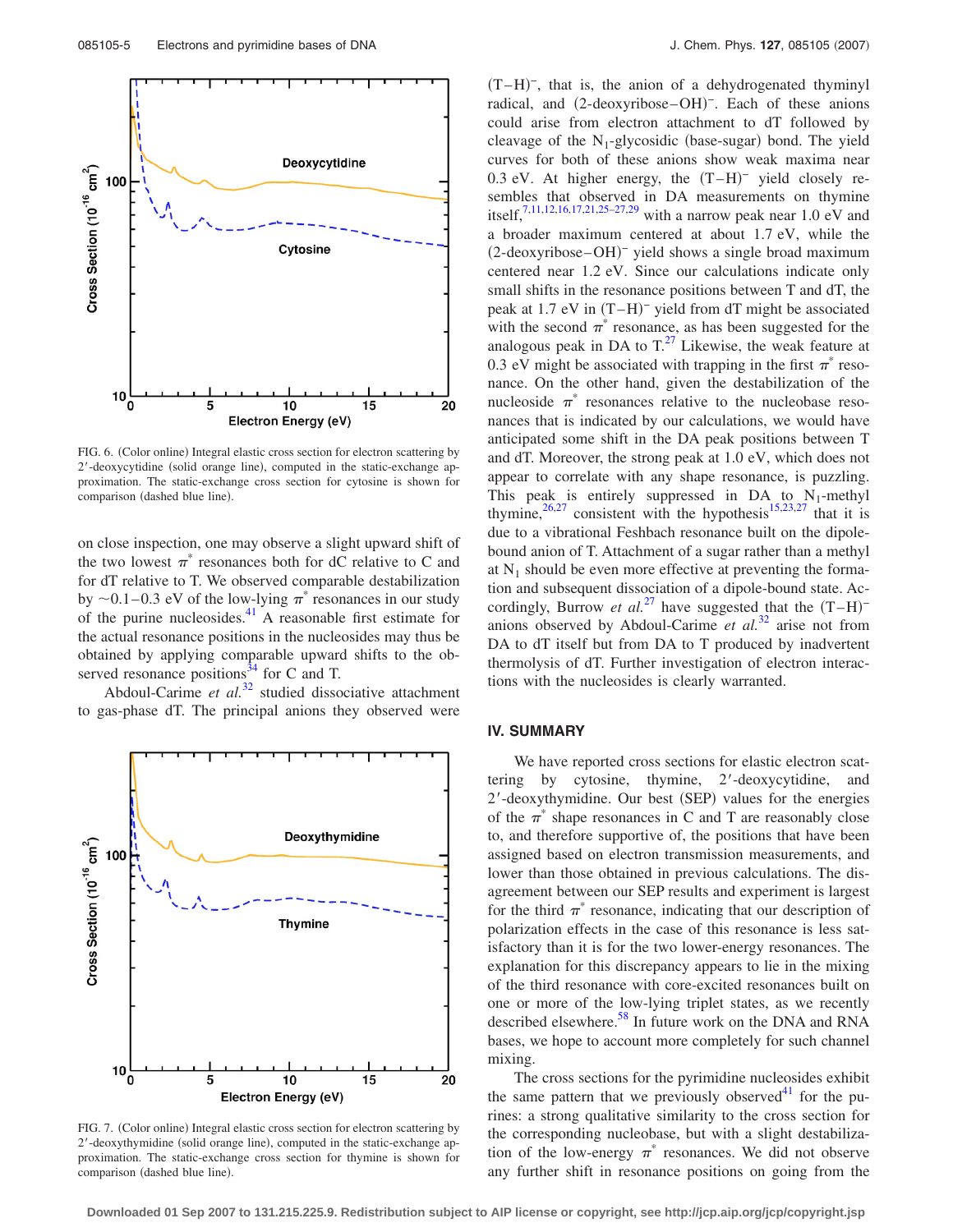FIG. 6. (Color online) Integral elastic cross section for electron scattering by 2′-deoxycytidine (solid orange line), computed in the static-exchange approximation. The static-exchange cross section for cytosine is shown for comparison (dashed blue line).

on close inspection, one may observe a slight upward shift of the two lowest $\pi^*$ resonances both for dC relative to C and for dT relative to T. We observed comparable destabilization by ~0.1–0.3 eV of the low-lying $\pi^*$ resonances in our study of the purine nucleosides.[41] A reasonable first estimate for the actual resonance positions in the nucleosides may thus be obtained by applying comparable upward shifts to the observed resonance positions[34] for C and T.

Abdoul-Carime *et al.*[32] studied dissociative attachment to gas-phase dT. The principal anions they observed were $(T-H)^-$, that is, the anion of a dehydrogenated thyminyl radical, and $(2\text{-deoxyribose}-OH)^-$. Each of these anions could arise from electron attachment to dT followed by cleavage of the $N_1$-glycosidic (base-sugar) bond. The yield curves for both of these anions show weak maxima near 0.3 eV. At higher energy, the $(T-H)^-$ yield closely resembles that observed in DA measurements on thymine itself,[7,11,12,16,17,21,25–27,29] with a narrow peak near 1.0 eV and a broader maximum centered at about 1.7 eV, while the $(2\text{-deoxyribose}-OH)^-$ yield shows a single broad maximum centered near 1.2 eV. Since our calculations indicate only small shifts in the resonance positions between T and dT, the peak at 1.7 eV in $(T-H)^-$ yield from dT might be associated with the second $\pi^*$ resonance, as has been suggested for the analogous peak in DA to T.[27] Likewise, the weak feature at 0.3 eV might be associated with trapping in the first $\pi^*$ resonance. On the other hand, given the destabilization of the nucleoside $\pi^*$ resonances relative to the nucleobase resonances that is indicated by our calculations, we would have anticipated some shift in the DA peak positions between T and dT. Moreover, the strong peak at 1.0 eV, which does not appear to correlate with any shape resonance, is puzzling. This peak is entirely suppressed in DA to $N_1$-methyl thymine,[26,27] consistent with the hypothesis[15,23,27] that it is due to a vibrational Feshbach resonance built on the dipole-bound anion of T. Attachment of a sugar rather than a methyl at $N_1$ should be even more effective at preventing the formation and subsequent dissociation of a dipole-bound state. Accordingly, Burrow *et al.*[27] have suggested that the $(T-H)^-$ anions observed by Abdoul-Carime *et al.*[32] arise not from DA to dT itself but from DA to T produced by inadvertent thermolysis of dT. Further investigation of electron interactions with the nucleosides is clearly warranted.

FIG. 7. (Color online) Integral elastic cross section for electron scattering by 2′-deoxythymidine (solid orange line), computed in the static-exchange approximation. The static-exchange cross section for thymine is shown for comparison (dashed blue line).

## IV. SUMMARY

We have reported cross sections for elastic electron scattering by cytosine, thymine, 2′-deoxycytidine, and 2′-deoxythymidine. Our best (SEP) values for the energies of the $\pi^*$ shape resonances in C and T are reasonably close to, and therefore supportive of, the positions that have been assigned based on electron transmission measurements, and lower than those obtained in previous calculations. The disagreement between our SEP results and experiment is largest for the third $\pi^*$ resonance, indicating that our description of polarization effects in the case of this resonance is less satisfactory than it is for the two lower-energy resonances. The explanation for this discrepancy appears to lie in the mixing of the third resonance with core-excited resonances built on one or more of the low-lying triplet states, as we recently described elsewhere.[58] In future work on the DNA and RNA bases, we hope to account more completely for such channel mixing.

The cross sections for the pyrimidine nucleosides exhibit the same pattern that we previously observed[41] for the purines: a strong qualitative similarity to the cross section for the corresponding nucleobase, but with a slight destabilization of the low-energy $\pi^*$ resonances. We did not observe any further shift in resonance positions on going from the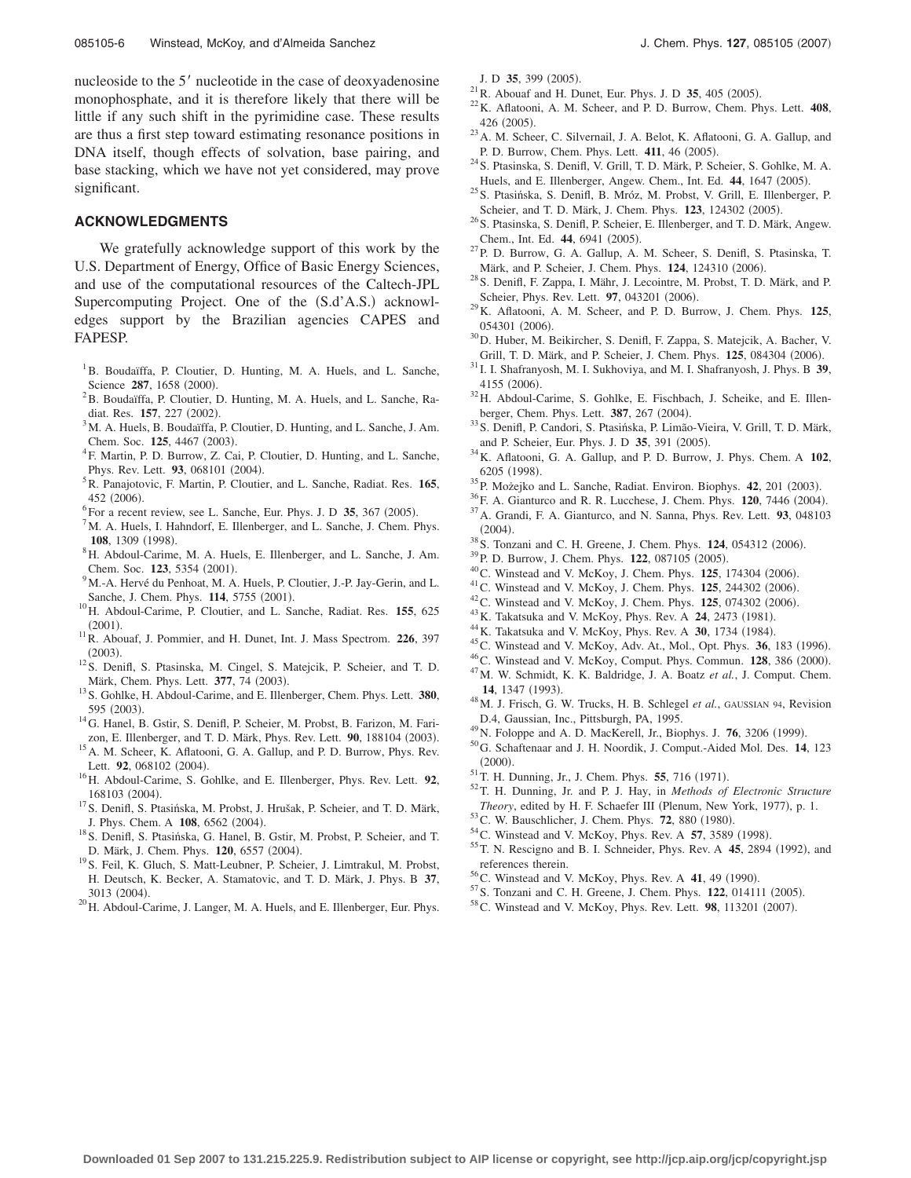nucleoside to the 5′ nucleotide in the case of deoxyadenosine monophosphate, and it is therefore likely that there will be little if any such shift in the pyrimidine case. These results are thus a first step toward estimating resonance positions in DNA itself, though effects of solvation, base pairing, and base stacking, which we have not yet considered, may prove significant.

## ACKNOWLEDGMENTS

We gratefully acknowledge support of this work by the U.S. Department of Energy, Office of Basic Energy Sciences, and use of the computational resources of the Caltech-JPL Supercomputing Project. One of the (S.d'A.S.) acknowledges support by the Brazilian agencies CAPES and FAPESP.

[1] B. Boudaïffa, P. Cloutier, D. Hunting, M. A. Huels, and L. Sanche, Science **287**, 1658 (2000).
[2] B. Boudaïffa, P. Cloutier, D. Hunting, M. A. Huels, and L. Sanche, Radiat. Res. **157**, 227 (2002).
[3] M. A. Huels, B. Boudaïffa, P. Cloutier, D. Hunting, and L. Sanche, J. Am. Chem. Soc. **125**, 4467 (2003).
[4] F. Martin, P. D. Burrow, Z. Cai, P. Cloutier, D. Hunting, and L. Sanche, Phys. Rev. Lett. **93**, 068101 (2004).
[5] R. Panajotovic, F. Martin, P. Cloutier, and L. Sanche, Radiat. Res. **165**, 452 (2006).
[6] For a recent review, see L. Sanche, Eur. Phys. J. D **35**, 367 (2005).
[7] M. A. Huels, I. Hahndorf, E. Illenberger, and L. Sanche, J. Chem. Phys. **108**, 1309 (1998).
[8] H. Abdoul-Carime, M. A. Huels, E. Illenberger, and L. Sanche, J. Am. Chem. Soc. **123**, 5354 (2001).
[9] M.-A. Hervé du Penhoat, M. A. Huels, P. Cloutier, J.-P. Jay-Gerin, and L. Sanche, J. Chem. Phys. **114**, 5755 (2001).
[10] H. Abdoul-Carime, P. Cloutier, and L. Sanche, Radiat. Res. **155**, 625 (2001).
[11] R. Abouaf, J. Pommier, and H. Dunet, Int. J. Mass Spectrom. **226**, 397 (2003).
[12] S. Denifl, S. Ptasinska, M. Cingel, S. Matejcik, P. Scheier, and T. D. Märk, Chem. Phys. Lett. **377**, 74 (2003).
[13] S. Gohlke, H. Abdoul-Carime, and E. Illenberger, Chem. Phys. Lett. **380**, 595 (2003).
[14] G. Hanel, B. Gstir, S. Denifl, P. Scheier, M. Probst, B. Farizon, M. Farizon, E. Illenberger, and T. D. Märk, Phys. Rev. Lett. **90**, 188104 (2003).
[15] A. M. Scheer, K. Aflatooni, G. A. Gallup, and P. D. Burrow, Phys. Rev. Lett. **92**, 068102 (2004).
[16] H. Abdoul-Carime, S. Gohlke, and E. Illenberger, Phys. Rev. Lett. **92**, 168103 (2004).
[17] S. Denifl, S. Ptasińska, M. Probst, J. Hrušak, P. Scheier, and T. D. Märk, J. Phys. Chem. A **108**, 6562 (2004).
[18] S. Denifl, S. Ptasińska, G. Hanel, B. Gstir, M. Probst, P. Scheier, and T. D. Märk, J. Chem. Phys. **120**, 6557 (2004).
[19] S. Feil, K. Gluch, S. Matt-Leubner, P. Scheier, J. Limtrakul, M. Probst, H. Deutsch, K. Becker, A. Stamatovic, and T. D. Märk, J. Phys. B **37**, 3013 (2004).
[20] H. Abdoul-Carime, J. Langer, M. A. Huels, and E. Illenberger, Eur. Phys. J. D **35**, 399 (2005).
[21] R. Abouaf and H. Dunet, Eur. Phys. J. D **35**, 405 (2005).
[22] K. Aflatooni, A. M. Scheer, and P. D. Burrow, Chem. Phys. Lett. **408**, 426 (2005).
[23] A. M. Scheer, C. Silvernail, J. A. Belot, K. Aflatooni, G. A. Gallup, and P. D. Burrow, Chem. Phys. Lett. **411**, 46 (2005).
[24] S. Ptasinska, S. Denifl, V. Grill, T. D. Märk, P. Scheier, S. Gohlke, M. A. Huels, and E. Illenberger, Angew. Chem., Int. Ed. **44**, 1647 (2005).
[25] S. Ptasińska, S. Denifl, B. Mróz, M. Probst, V. Grill, E. Illenberger, P. Scheier, and T. D. Märk, J. Chem. Phys. **123**, 124302 (2005).
[26] S. Ptasinska, S. Denifl, P. Scheier, E. Illenberger, and T. D. Märk, Angew. Chem., Int. Ed. **44**, 6941 (2005).
[27] P. D. Burrow, G. A. Gallup, A. M. Scheer, S. Denifl, S. Ptasinska, T. Märk, and P. Scheier, J. Chem. Phys. **124**, 124310 (2006).
[28] S. Denifl, F. Zappa, I. Mähr, J. Lecointre, M. Probst, T. D. Märk, and P. Scheier, Phys. Rev. Lett. **97**, 043201 (2006).
[29] K. Aflatooni, A. M. Scheer, and P. D. Burrow, J. Chem. Phys. **125**, 054301 (2006).
[30] D. Huber, M. Beikircher, S. Denifl, F. Zappa, S. Matejcik, A. Bacher, V. Grill, T. D. Märk, and P. Scheier, J. Chem. Phys. **125**, 084304 (2006).
[31] I. I. Shafranyosh, M. I. Sukhoviya, and M. I. Shafranyosh, J. Phys. B **39**, 4155 (2006).
[32] H. Abdoul-Carime, S. Gohlke, E. Fischbach, J. Scheike, and E. Illenberger, Chem. Phys. Lett. **387**, 267 (2004).
[33] S. Denifl, P. Candori, S. Ptasińska, P. Limão-Vieira, V. Grill, T. D. Märk, and P. Scheier, Eur. Phys. J. D **35**, 391 (2005).
[34] K. Aflatooni, G. A. Gallup, and P. D. Burrow, J. Phys. Chem. A **102**, 6205 (1998).
[35] P. Możejko and L. Sanche, Radiat. Environ. Biophys. **42**, 201 (2003).
[36] F. A. Gianturco and R. R. Lucchese, J. Chem. Phys. **120**, 7446 (2004).
[37] A. Grandi, F. A. Gianturco, and N. Sanna, Phys. Rev. Lett. **93**, 048103 (2004).
[38] S. Tonzani and C. H. Greene, J. Chem. Phys. **124**, 054312 (2006).
[39] P. D. Burrow, J. Chem. Phys. **122**, 087105 (2005).
[40] C. Winstead and V. McKoy, J. Chem. Phys. **125**, 174304 (2006).
[41] C. Winstead and V. McKoy, J. Chem. Phys. **125**, 244302 (2006).
[42] C. Winstead and V. McKoy, J. Chem. Phys. **125**, 074302 (2006).
[43] K. Takatsuka and V. McKoy, Phys. Rev. A **24**, 2473 (1981).
[44] K. Takatsuka and V. McKoy, Phys. Rev. A **30**, 1734 (1984).
[45] C. Winstead and V. McKoy, Adv. At., Mol., Opt. Phys. **36**, 183 (1996).
[46] C. Winstead and V. McKoy, Comput. Phys. Commun. **128**, 386 (2000).
[47] M. W. Schmidt, K. K. Baldridge, J. A. Boatz *et al.*, J. Comput. Chem. **14**, 1347 (1993).
[48] M. J. Frisch, G. W. Trucks, H. B. Schlegel *et al.*, GAUSSIAN 94, Revision D.4, Gaussian, Inc., Pittsburgh, PA, 1995.
[49] N. Foloppe and A. D. MacKerell, Jr., Biophys. J. **76**, 3206 (1999).
[50] G. Schaftenaar and J. H. Noordik, J. Comput.-Aided Mol. Des. **14**, 123 (2000).
[51] T. H. Dunning, Jr., J. Chem. Phys. **55**, 716 (1971).
[52] T. H. Dunning, Jr. and P. J. Hay, in *Methods of Electronic Structure Theory*, edited by H. F. Schaefer III (Plenum, New York, 1977), p. 1.
[53] C. W. Bauschlicher, J. Chem. Phys. **72**, 880 (1980).
[54] C. Winstead and V. McKoy, Phys. Rev. A **57**, 3589 (1998).
[55] T. N. Rescigno and B. I. Schneider, Phys. Rev. A **45**, 2894 (1992), and references therein.
[56] C. Winstead and V. McKoy, Phys. Rev. A **41**, 49 (1990).
[57] S. Tonzani and C. H. Greene, J. Chem. Phys. **122**, 014111 (2005).
[58] C. Winstead and V. McKoy, Phys. Rev. Lett. **98**, 113201 (2007).